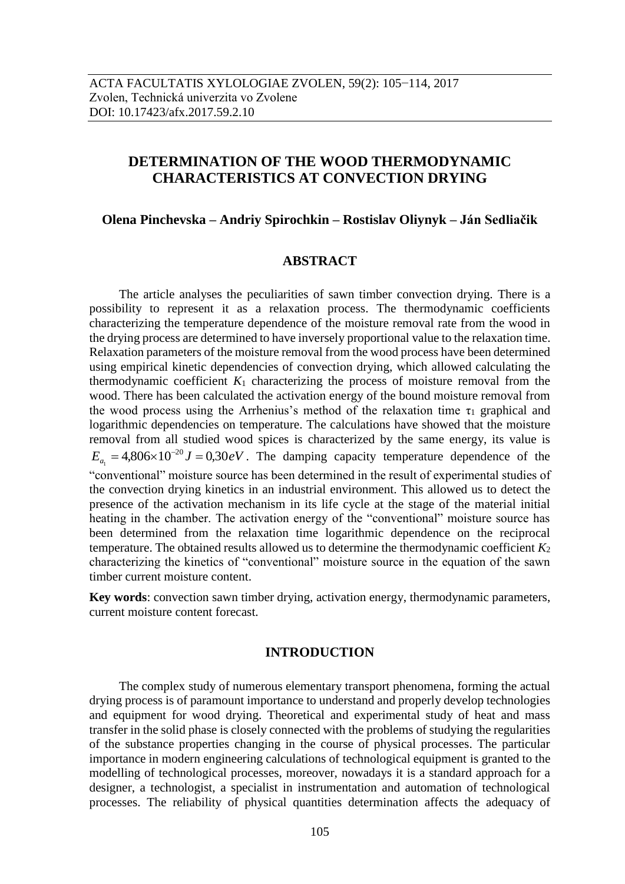ACTA FACULTATIS XYLOLOGIAE ZVOLEN, 59(2): 105−114, 2017
Zvolen, Technická univerzita vo Zvolene
DOI: 10.17423/afx.2017.59.2.10

# DETERMINATION OF THE WOOD THERMODYNAMIC CHARACTERISTICS AT CONVECTION DRYING

**Olena Pinchevska – Andriy Spirochkin – Rostislav Oliynyk – Ján Sedliačik**

## ABSTRACT

The article analyses the peculiarities of sawn timber convection drying. There is a possibility to represent it as a relaxation process. The thermodynamic coefficients characterizing the temperature dependence of the moisture removal rate from the wood in the drying process are determined to have inversely proportional value to the relaxation time. Relaxation parameters of the moisture removal from the wood process have been determined using empirical kinetic dependencies of convection drying, which allowed calculating the thermodynamic coefficient $K_1$ characterizing the process of moisture removal from the wood. There has been calculated the activation energy of the bound moisture removal from the wood process using the Arrhenius's method of the relaxation time $\tau_1$ graphical and logarithmic dependencies on temperature. The calculations have showed that the moisture removal from all studied wood spices is characterized by the same energy, its value is $E_{a_1} = 4{,}806 \times 10^{-20} J = 0{,}30 eV$. The damping capacity temperature dependence of the "conventional" moisture source has been determined in the result of experimental studies of the convection drying kinetics in an industrial environment. This allowed us to detect the presence of the activation mechanism in its life cycle at the stage of the material initial heating in the chamber. The activation energy of the "conventional" moisture source has been determined from the relaxation time logarithmic dependence on the reciprocal temperature. The obtained results allowed us to determine the thermodynamic coefficient $K_2$ characterizing the kinetics of "conventional" moisture source in the equation of the sawn timber current moisture content.

**Key words**: convection sawn timber drying, activation energy, thermodynamic parameters, current moisture content forecast.

## INTRODUCTION

The complex study of numerous elementary transport phenomena, forming the actual drying process is of paramount importance to understand and properly develop technologies and equipment for wood drying. Theoretical and experimental study of heat and mass transfer in the solid phase is closely connected with the problems of studying the regularities of the substance properties changing in the course of physical processes. The particular importance in modern engineering calculations of technological equipment is granted to the modelling of technological processes, moreover, nowadays it is a standard approach for a designer, a technologist, a specialist in instrumentation and automation of technological processes. The reliability of physical quantities determination affects the adequacy of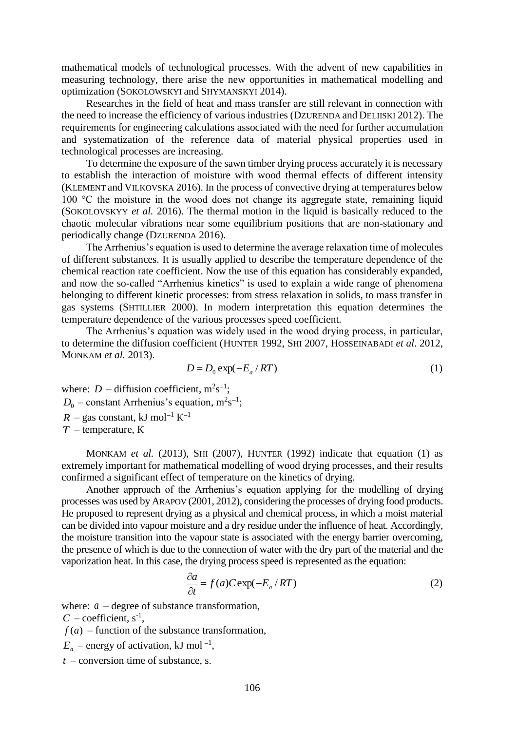mathematical models of technological processes. With the advent of new capabilities in measuring technology, there arise the new opportunities in mathematical modelling and optimization (SOKOLOWSKYI and SHYMANSKYI 2014).

Researches in the field of heat and mass transfer are still relevant in connection with the need to increase the efficiency of various industries (DZURENDA and DELIISKI 2012). The requirements for engineering calculations associated with the need for further accumulation and systematization of the reference data of material physical properties used in technological processes are increasing.

To determine the exposure of the sawn timber drying process accurately it is necessary to establish the interaction of moisture with wood thermal effects of different intensity (KLEMENT and VILKOVSKA 2016). In the process of convective drying at temperatures below 100 °C the moisture in the wood does not change its aggregate state, remaining liquid (SOKOLOVSKYY *et al.* 2016). The thermal motion in the liquid is basically reduced to the chaotic molecular vibrations near some equilibrium positions that are non-stationary and periodically change (DZURENDA 2016).

The Arrhenius's equation is used to determine the average relaxation time of molecules of different substances. It is usually applied to describe the temperature dependence of the chemical reaction rate coefficient. Now the use of this equation has considerably expanded, and now the so-called "Arrhenius kinetics" is used to explain a wide range of phenomena belonging to different kinetic processes: from stress relaxation in solids, to mass transfer in gas systems (SHTILLIER 2000). In modern interpretation this equation determines the temperature dependence of the various processes speed coefficient.

The Arrhenius's equation was widely used in the wood drying process, in particular, to determine the diffusion coefficient (HUNTER 1992, SHI 2007, HOSSEINABADI *et al*. 2012, MONKAM *et al.* 2013).

$$D = D_0 \exp(-E_a / RT) \tag{1}$$

where: $D$ – diffusion coefficient, $m^2s^{-1}$;
$D_0$ – constant Arrhenius's equation, $m^2s^{-1}$;
$R$ – gas constant, kJ $mol^{-1}$ $K^{-1}$
$T$ – temperature, K

MONKAM *et al.* (2013), SHI (2007), HUNTER (1992) indicate that equation (1) as extremely important for mathematical modelling of wood drying processes, and their results confirmed a significant effect of temperature on the kinetics of drying.

Another approach of the Arrhenius's equation applying for the modelling of drying processes was used by ARAPOV (2001, 2012), considering the processes of drying food products. He proposed to represent drying as a physical and chemical process, in which a moist material can be divided into vapour moisture and a dry residue under the influence of heat. Accordingly, the moisture transition into the vapour state is associated with the energy barrier overcoming, the presence of which is due to the connection of water with the dry part of the material and the vaporization heat. In this case, the drying process speed is represented as the equation:

$$\frac{\partial a}{\partial t} = f(a) C \exp(-E_a / RT) \tag{2}$$

where: $a$ – degree of substance transformation,
$C$ – coefficient, $s^{-1}$,
$f(a)$ – function of the substance transformation,
$E_a$ – energy of activation, kJ $mol^{-1}$,
$t$ – conversion time of substance, s.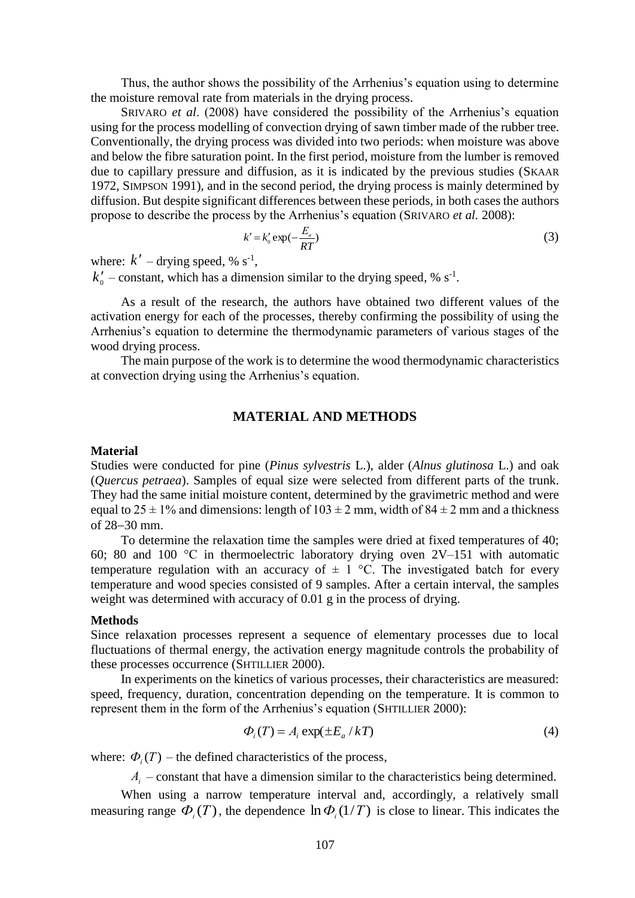Thus, the author shows the possibility of the Arrhenius's equation using to determine the moisture removal rate from materials in the drying process.

SRIVARO *et al*. (2008) have considered the possibility of the Arrhenius's equation using for the process modelling of convection drying of sawn timber made of the rubber tree. Conventionally, the drying process was divided into two periods: when moisture was above and below the fibre saturation point. In the first period, moisture from the lumber is removed due to capillary pressure and diffusion, as it is indicated by the previous studies (SKAAR 1972, SIMPSON 1991), and in the second period, the drying process is mainly determined by diffusion. But despite significant differences between these periods, in both cases the authors propose to describe the process by the Arrhenius's equation (SRIVARO *et al.* 2008):

$$k' = k'_0 \exp(-\frac{E_a}{RT}) \tag{3}$$

where: $k'$ – drying speed, % s$^{-1}$,

$k'_0$ – constant, which has a dimension similar to the drying speed, % s$^{-1}$.

As a result of the research, the authors have obtained two different values of the activation energy for each of the processes, thereby confirming the possibility of using the Arrhenius's equation to determine the thermodynamic parameters of various stages of the wood drying process.

The main purpose of the work is to determine the wood thermodynamic characteristics at convection drying using the Arrhenius's equation.

## MATERIAL AND METHODS

### Material

Studies were conducted for pine (*Pinus sylvestris* L.), alder (*Alnus glutinosa* L.) and oak (*Quercus petraea*). Samples of equal size were selected from different parts of the trunk. They had the same initial moisture content, determined by the gravimetric method and were equal to 25 ± 1% and dimensions: length of 103 ± 2 mm, width of 84 ± 2 mm and a thickness of 28–30 mm.

To determine the relaxation time the samples were dried at fixed temperatures of 40; 60; 80 and 100 °C in thermoelectric laboratory drying oven 2V–151 with automatic temperature regulation with an accuracy of ± 1 °C. The investigated batch for every temperature and wood species consisted of 9 samples. After a certain interval, the samples weight was determined with accuracy of 0.01 g in the process of drying.

### Methods

Since relaxation processes represent a sequence of elementary processes due to local fluctuations of thermal energy, the activation energy magnitude controls the probability of these processes occurrence (SHTILLIER 2000).

In experiments on the kinetics of various processes, their characteristics are measured: speed, frequency, duration, concentration depending on the temperature. It is common to represent them in the form of the Arrhenius's equation (SHTILLIER 2000):

$$\Phi_i(T) = A_i \exp(\pm E_a / kT) \tag{4}$$

where: $\Phi_i(T)$ – the defined characteristics of the process,

$A_i$ – constant that have a dimension similar to the characteristics being determined.

When using a narrow temperature interval and, accordingly, a relatively small measuring range $\Phi_i(T)$, the dependence $\ln \Phi_i(1/T)$ is close to linear. This indicates the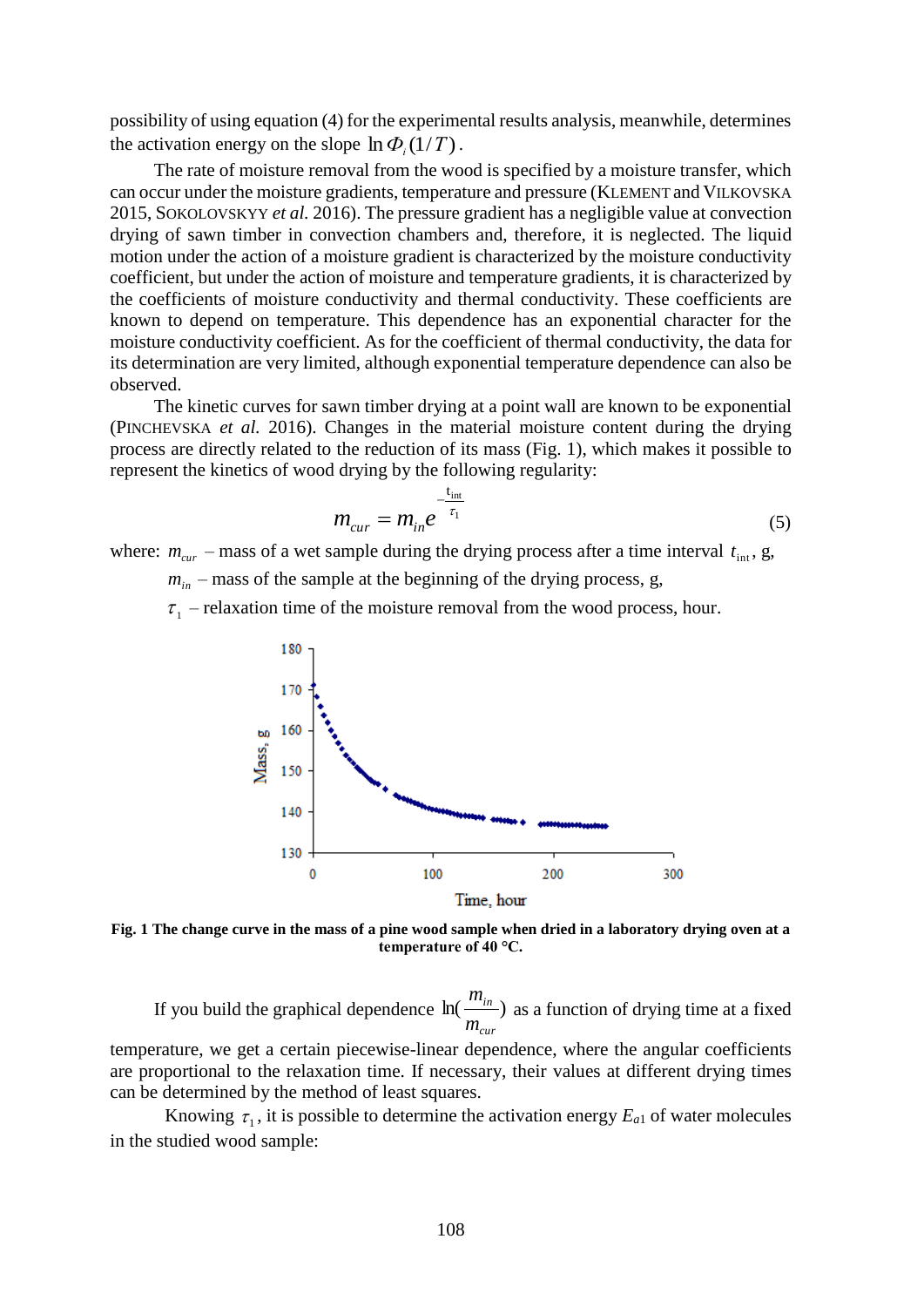possibility of using equation (4) for the experimental results analysis, meanwhile, determines the activation energy on the slope $\ln \Phi_i (1/T)$.

The rate of moisture removal from the wood is specified by a moisture transfer, which can occur under the moisture gradients, temperature and pressure (KLEMENT and VILKOVSKA 2015, SOKOLOVSKYY *et al.* 2016). The pressure gradient has a negligible value at convection drying of sawn timber in convection chambers and, therefore, it is neglected. The liquid motion under the action of a moisture gradient is characterized by the moisture conductivity coefficient, but under the action of moisture and temperature gradients, it is characterized by the coefficients of moisture conductivity and thermal conductivity. These coefficients are known to depend on temperature. This dependence has an exponential character for the moisture conductivity coefficient. As for the coefficient of thermal conductivity, the data for its determination are very limited, although exponential temperature dependence can also be observed.

The kinetic curves for sawn timber drying at a point wall are known to be exponential (PINCHEVSKA *et al.* 2016). Changes in the material moisture content during the drying process are directly related to the reduction of its mass (Fig. 1), which makes it possible to represent the kinetics of wood drying by the following regularity:

$$m_{cur} = m_{in} e^{-\frac{t_{\text{int}}}{\tau_1}} \tag{5}$$

where: $m_{cur}$ – mass of a wet sample during the drying process after a time interval $t_{\text{int}}$, g,

$m_{in}$ – mass of the sample at the beginning of the drying process, g,

$\tau_1$ – relaxation time of the moisture removal from the wood process, hour.

**Fig. 1 The change curve in the mass of a pine wood sample when dried in a laboratory drying oven at a temperature of 40 °C.**

If you build the graphical dependence $\ln(\frac{m_{in}}{m_{cur}})$ as a function of drying time at a fixed temperature, we get a certain piecewise-linear dependence, where the angular coefficients are proportional to the relaxation time. If necessary, their values at different drying times can be determined by the method of least squares.

Knowing $\tau_1$, it is possible to determine the activation energy $E_{a1}$ of water molecules in the studied wood sample: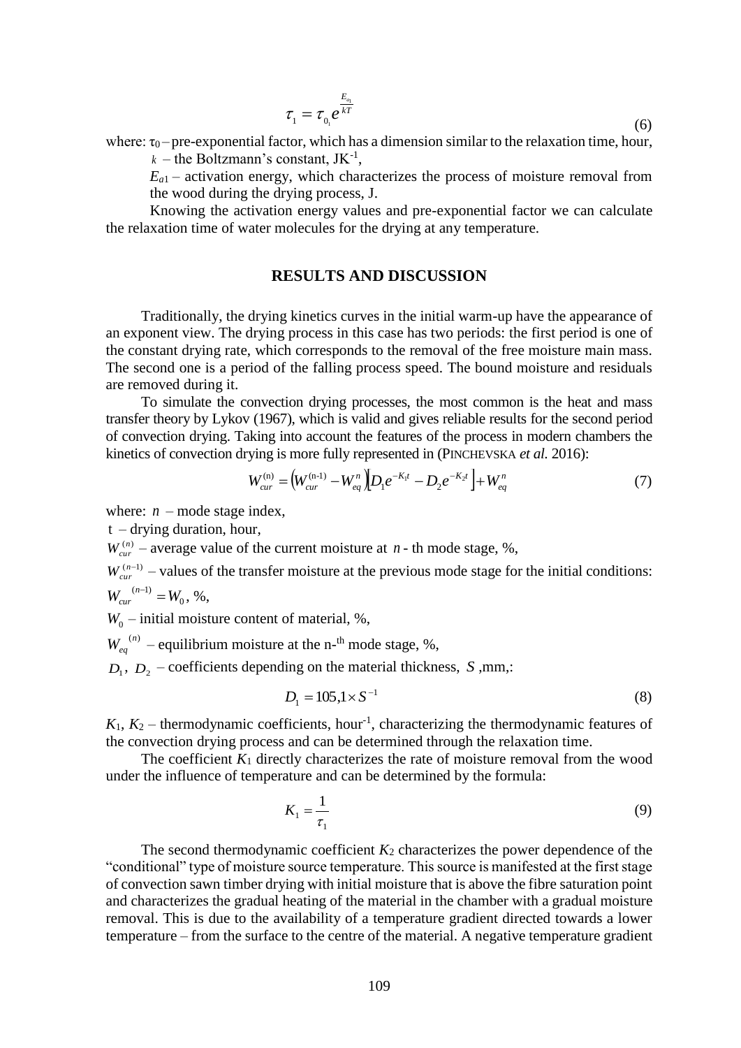$$\tau_1 = \tau_{0_1} e^{\frac{E_{a_1}}{kT}} \tag{6}$$

where: $\tau_0$ – pre-exponential factor, which has a dimension similar to the relaxation time, hour,

$k$ – the Boltzmann's constant, $JK^{-1}$,

$E_{a1}$ – activation energy, which characterizes the process of moisture removal from the wood during the drying process, J.

Knowing the activation energy values and pre-exponential factor we can calculate the relaxation time of water molecules for the drying at any temperature.

## RESULTS AND DISCUSSION

Traditionally, the drying kinetics curves in the initial warm-up have the appearance of an exponent view. The drying process in this case has two periods: the first period is one of the constant drying rate, which corresponds to the removal of the free moisture main mass. The second one is a period of the falling process speed. The bound moisture and residuals are removed during it.

To simulate the convection drying processes, the most common is the heat and mass transfer theory by Lykov (1967), which is valid and gives reliable results for the second period of convection drying. Taking into account the features of the process in modern chambers the kinetics of convection drying is more fully represented in (PINCHEVSKA *et al.* 2016):

$$W_{cur}^{(n)} = \left(W_{cur}^{(n\text{-}1)} - W_{eq}^{n}\right)\left[D_1 e^{-K_1 t} - D_2 e^{-K_2 t}\right] + W_{eq}^{n} \tag{7}$$

where: $n$ – mode stage index,

t – drying duration, hour,

$W_{cur}^{(n)}$ – average value of the current moisture at $n$ - th mode stage, %,

$W_{cur}^{(n-1)}$ – values of the transfer moisture at the previous mode stage for the initial conditions: $W_{cur}^{(n-1)} = W_0$, %,

$W_0$ – initial moisture content of material, %,

$W_{eq}^{(n)}$ – equilibrium moisture at the n-th mode stage, %,

$D_1$, $D_2$ – coefficients depending on the material thickness, $S$ ,mm,:

$$D_1 = 105{,}1 \times S^{-1} \tag{8}$$

$K_1$, $K_2$ – thermodynamic coefficients, $hour^{-1}$, characterizing the thermodynamic features of the convection drying process and can be determined through the relaxation time.

The coefficient $K_1$ directly characterizes the rate of moisture removal from the wood under the influence of temperature and can be determined by the formula:

$$K_1 = \frac{1}{\tau_1} \tag{9}$$

The second thermodynamic coefficient $K_2$ characterizes the power dependence of the "conditional" type of moisture source temperature. This source is manifested at the first stage of convection sawn timber drying with initial moisture that is above the fibre saturation point and characterizes the gradual heating of the material in the chamber with a gradual moisture removal. This is due to the availability of a temperature gradient directed towards a lower temperature – from the surface to the centre of the material. A negative temperature gradient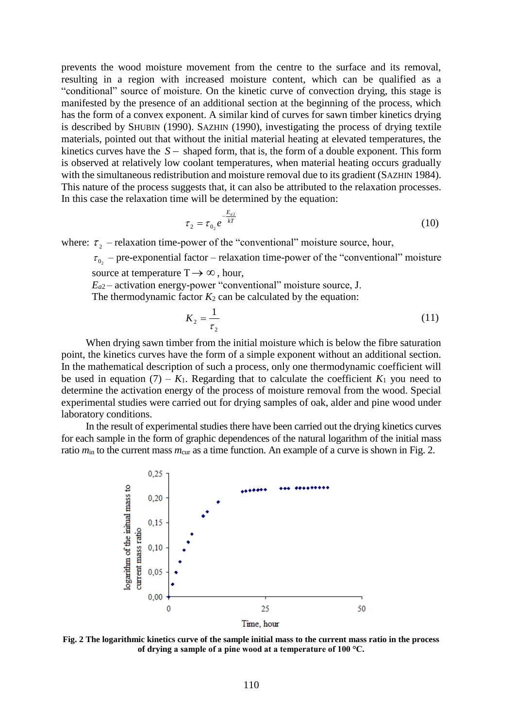prevents the wood moisture movement from the centre to the surface and its removal, resulting in a region with increased moisture content, which can be qualified as a "conditional" source of moisture. On the kinetic curve of convection drying, this stage is manifested by the presence of an additional section at the beginning of the process, which has the form of a convex exponent. A similar kind of curves for sawn timber kinetics drying is described by SHUBIN (1990). SAZHIN (1990), investigating the process of drying textile materials, pointed out that without the initial material heating at elevated temperatures, the kinetics curves have the $S-$ shaped form, that is, the form of a double exponent. This form is observed at relatively low coolant temperatures, when material heating occurs gradually with the simultaneous redistribution and moisture removal due to its gradient (SAZHIN 1984). This nature of the process suggests that, it can also be attributed to the relaxation processes. In this case the relaxation time will be determined by the equation:

$$\tau_2 = \tau_{0_2} e^{-\frac{E_{a2}}{kT}} \tag{10}$$

where: $\tau_2$ – relaxation time-power of the "conventional" moisture source, hour,

$\tau_{0_2}$ – pre-exponential factor – relaxation time-power of the "conventional" moisture source at temperature $T \rightarrow \infty$, hour,

$E_{a2}$ – activation energy-power "conventional" moisture source, J.

The thermodynamic factor $K_2$ can be calculated by the equation:

$$K_2 = \frac{1}{\tau_2} \tag{11}$$

When drying sawn timber from the initial moisture which is below the fibre saturation point, the kinetics curves have the form of a simple exponent without an additional section. In the mathematical description of such a process, only one thermodynamic coefficient will be used in equation (7) – $K_1$. Regarding that to calculate the coefficient $K_1$ you need to determine the activation energy of the process of moisture removal from the wood. Special experimental studies were carried out for drying samples of oak, alder and pine wood under laboratory conditions.

In the result of experimental studies there have been carried out the drying kinetics curves for each sample in the form of graphic dependences of the natural logarithm of the initial mass ratio $m_{in}$ to the current mass $m_{cur}$ as a time function. An example of a curve is shown in Fig. 2.

**Fig. 2 The logarithmic kinetics curve of the sample initial mass to the current mass ratio in the process of drying a sample of a pine wood at a temperature of 100 °C.**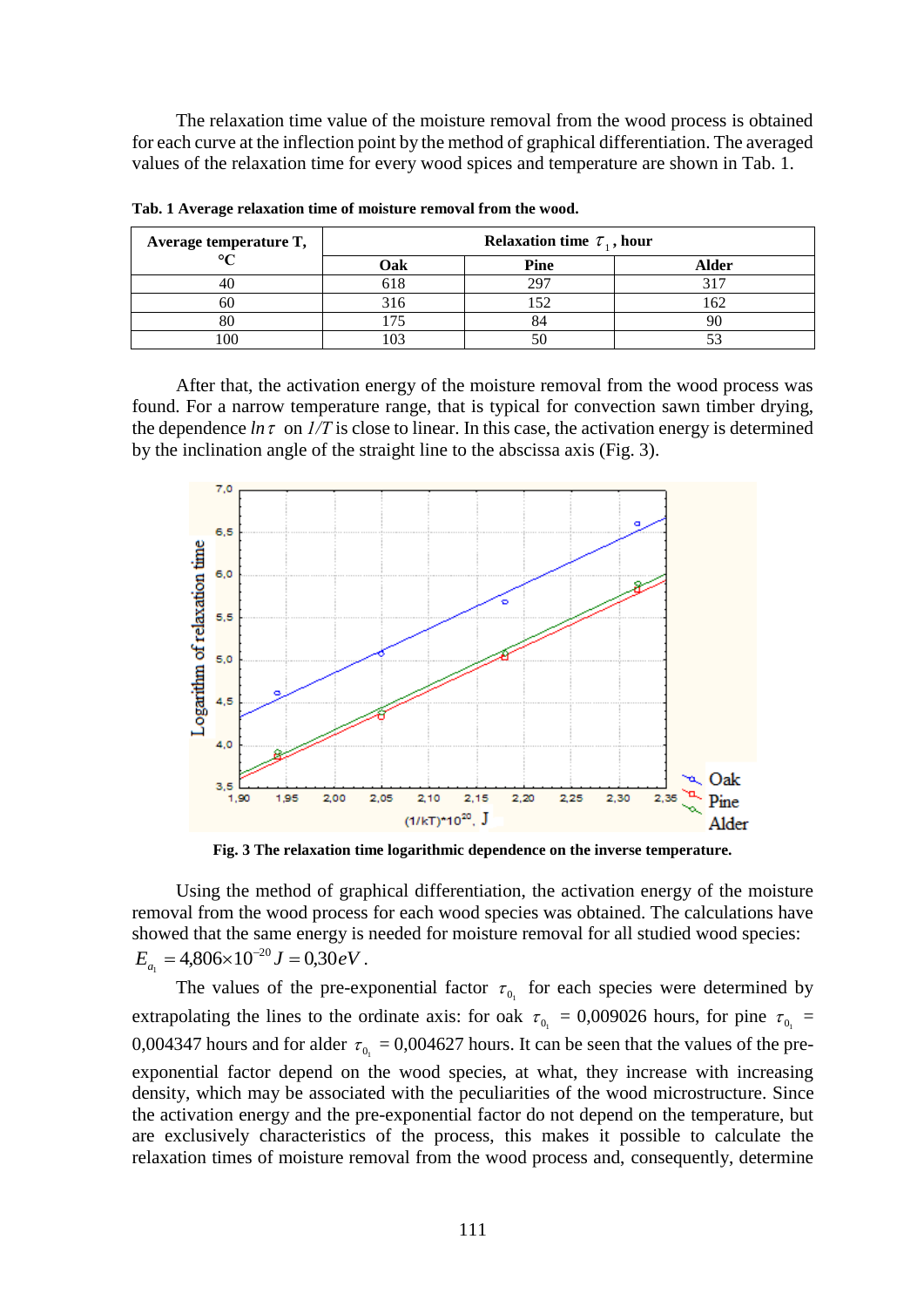The relaxation time value of the moisture removal from the wood process is obtained for each curve at the inflection point by the method of graphical differentiation. The averaged values of the relaxation time for every wood spices and temperature are shown in Tab. 1.

**Tab. 1 Average relaxation time of moisture removal from the wood.**

| Average temperature T, °C | Relaxation time $\tau_1$, hour | | |
|---|---|---|---|
| | Oak | Pine | Alder |
| 40 | 618 | 297 | 317 |
| 60 | 316 | 152 | 162 |
| 80 | 175 | 84 | 90 |
| 100 | 103 | 50 | 53 |

After that, the activation energy of the moisture removal from the wood process was found. For a narrow temperature range, that is typical for convection sawn timber drying, the dependence $ln\,\tau$ on $1/T$ is close to linear. In this case, the activation energy is determined by the inclination angle of the straight line to the abscissa axis (Fig. 3).

**Fig. 3 The relaxation time logarithmic dependence on the inverse temperature.**

Using the method of graphical differentiation, the activation energy of the moisture removal from the wood process for each wood species was obtained. The calculations have showed that the same energy is needed for moisture removal for all studied wood species: $E_{a_1} = 4{,}806 \times 10^{-20}\,J = 0{,}30\,eV$.

The values of the pre-exponential factor $\tau_{0_1}$ for each species were determined by extrapolating the lines to the ordinate axis: for oak $\tau_{0_1}$ = 0,009026 hours, for pine $\tau_{0_1}$ = 0,004347 hours and for alder $\tau_{0_1}$ = 0,004627 hours. It can be seen that the values of the pre-exponential factor depend on the wood species, at what, they increase with increasing density, which may be associated with the peculiarities of the wood microstructure. Since the activation energy and the pre-exponential factor do not depend on the temperature, but are exclusively characteristics of the process, this makes it possible to calculate the relaxation times of moisture removal from the wood process and, consequently, determine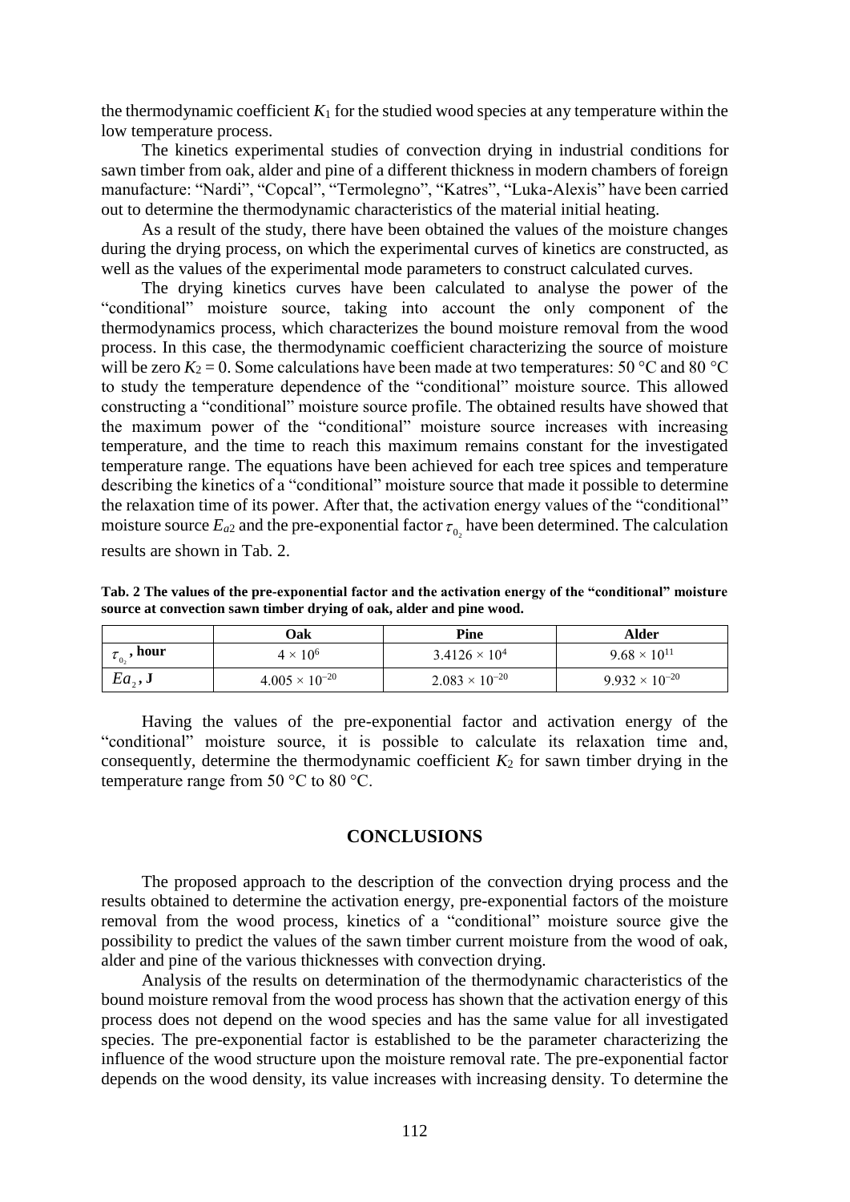the thermodynamic coefficient $K_1$ for the studied wood species at any temperature within the low temperature process.

The kinetics experimental studies of convection drying in industrial conditions for sawn timber from oak, alder and pine of a different thickness in modern chambers of foreign manufacture: "Nardi", "Copcal", "Termolegno", "Katres", "Luka-Alexis" have been carried out to determine the thermodynamic characteristics of the material initial heating.

As a result of the study, there have been obtained the values of the moisture changes during the drying process, on which the experimental curves of kinetics are constructed, as well as the values of the experimental mode parameters to construct calculated curves.

The drying kinetics curves have been calculated to analyse the power of the "conditional" moisture source, taking into account the only component of the thermodynamics process, which characterizes the bound moisture removal from the wood process. In this case, the thermodynamic coefficient characterizing the source of moisture will be zero $K_2 = 0$. Some calculations have been made at two temperatures: 50 °C and 80 °C to study the temperature dependence of the "conditional" moisture source. This allowed constructing a "conditional" moisture source profile. The obtained results have showed that the maximum power of the "conditional" moisture source increases with increasing temperature, and the time to reach this maximum remains constant for the investigated temperature range. The equations have been achieved for each tree spices and temperature describing the kinetics of a "conditional" moisture source that made it possible to determine the relaxation time of its power. After that, the activation energy values of the "conditional" moisture source $E_{a2}$ and the pre-exponential factor $\tau_{0_2}$ have been determined. The calculation results are shown in Tab. 2.

**Tab. 2 The values of the pre-exponential factor and the activation energy of the "conditional" moisture source at convection sawn timber drying of oak, alder and pine wood.**

| | Oak | Pine | Alder |
|---|---|---|---|
| $\tau_{0_2}$, hour | $4 \times 10^{6}$ | $3.4126 \times 10^{4}$ | $9.68 \times 10^{11}$ |
| $Ea_2$, J | $4.005 \times 10^{-20}$ | $2.083 \times 10^{-20}$ | $9.932 \times 10^{-20}$ |

Having the values of the pre-exponential factor and activation energy of the "conditional" moisture source, it is possible to calculate its relaxation time and, consequently, determine the thermodynamic coefficient $K_2$ for sawn timber drying in the temperature range from 50 °C to 80 °C.

## CONCLUSIONS

The proposed approach to the description of the convection drying process and the results obtained to determine the activation energy, pre-exponential factors of the moisture removal from the wood process, kinetics of a "conditional" moisture source give the possibility to predict the values of the sawn timber current moisture from the wood of oak, alder and pine of the various thicknesses with convection drying.

Analysis of the results on determination of the thermodynamic characteristics of the bound moisture removal from the wood process has shown that the activation energy of this process does not depend on the wood species and has the same value for all investigated species. The pre-exponential factor is established to be the parameter characterizing the influence of the wood structure upon the moisture removal rate. The pre-exponential factor depends on the wood density, its value increases with increasing density. To determine the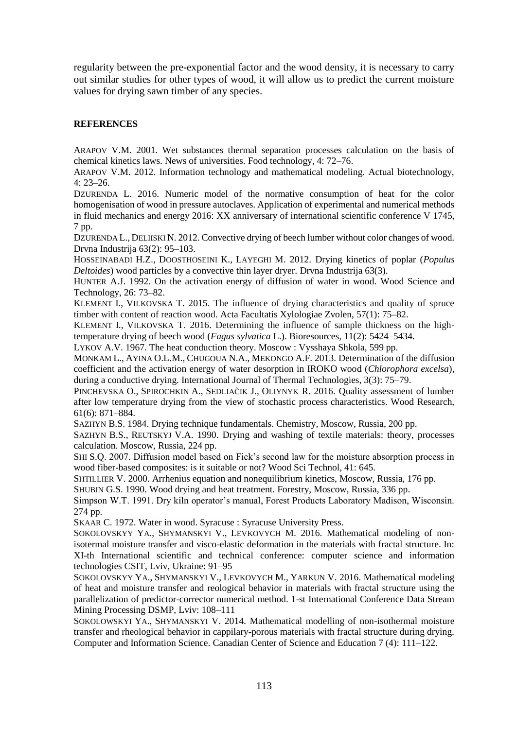regularity between the pre-exponential factor and the wood density, it is necessary to carry out similar studies for other types of wood, it will allow us to predict the current moisture values for drying sawn timber of any species.

## REFERENCES

ARAPOV V.M. 2001. Wet substances thermal separation processes calculation on the basis of chemical kinetics laws. News of universities. Food technology, 4: 72–76.

ARAPOV V.M. 2012. Information technology and mathematical modeling. Actual biotechnology, 4: 23–26.

DZURENDA L. 2016. Numeric model of the normative consumption of heat for the color homogenisation of wood in pressure autoclaves. Application of experimental and numerical methods in fluid mechanics and energy 2016: XX anniversary of international scientific conference V 1745, 7 pp.

DZURENDA L., DELIISKI N. 2012. Convective drying of beech lumber without color changes of wood. Drvna Industrija 63(2): 95–103.

HOSSEINABADI H.Z., DOOSTHOSEINI K., LAYEGHI M. 2012. Drying kinetics of poplar (*Populus Deltoides*) wood particles by a convective thin layer dryer. Drvna Industrija 63(3).

HUNTER A.J. 1992. On the activation energy of diffusion of water in wood. Wood Science and Technology, 26: 73–82.

KLEMENT I., VILKOVSKA T. 2015. The influence of drying characteristics and quality of spruce timber with content of reaction wood. Acta Facultatis Xylologiae Zvolen, 57(1): 75–82.

KLEMENT I., VILKOVSKA T. 2016. Determining the influence of sample thickness on the high-temperature drying of beech wood (*Fagus sylvatica* L.). Bioresources, 11(2): 5424–5434.

LYKOV A.V. 1967. The heat conduction theory. Moscow : Vysshaya Shkola, 599 pp.

MONKAM L., AYINA O.L.M., CHUGOUA N.A., MEKONGO A.F. 2013. Determination of the diffusion coefficient and the activation energy of water desorption in IROKO wood (*Chlorophora excelsa*), during a conductive drying. International Journal of Thermal Technologies, 3(3): 75–79.

PINCHEVSKA O., SPIROCHKIN A., SEDLIAČIK J., OLIYNYK R. 2016. Quality assessment of lumber after low temperature drying from the view of stochastic process characteristics. Wood Research, 61(6): 871–884.

SAZHYN B.S. 1984. Drying technique fundamentals. Chemistry, Moscow, Russia, 200 pp.

SAZHYN B.S., REUTSKYJ V.A. 1990. Drying and washing of textile materials: theory, processes calculation. Moscow, Russia, 224 pp.

SHI S.Q. 2007. Diffusion model based on Fick's second law for the moisture absorption process in wood fiber-based composites: is it suitable or not? Wood Sci Technol, 41: 645.

SHTILLIER V. 2000. Arrhenius equation and nonequilibrium kinetics, Moscow, Russia, 176 pp.

SHUBIN G.S. 1990. Wood drying and heat treatment. Forestry, Moscow, Russia, 336 pp.

Simpson W.T. 1991. Dry kiln operator's manual, Forest Products Laboratory Madison, Wisconsin. 274 pp.

SKAAR C. 1972. Water in wood. Syracuse : Syracuse University Press.

SOKOLOVSKYY YA., SHYMANSKYI V., LEVKOVYCH M. 2016. Mathematical modeling of non-isotermal moisture transfer and visco-elastic deformation in the materials with fractal structure. In: XI-th International scientific and technical conference: computer science and information technologies CSIT, Lviv, Ukraine: 91–95

SOKOLOVSKYY YA., SHYMANSKYI V., LEVKOVYCH M., YARKUN V. 2016. Mathematical modeling of heat and moisture transfer and reological behavior in materials with fractal structure using the parallelization of predictor-corrector numerical method. 1-st International Conference Data Stream Mining Processing DSMP, Lviv: 108–111

SOKOLOWSKYI YA., SHYMANSKYI V. 2014. Mathematical modelling of non-isothermal moisture transfer and rheological behavior in cappilary-porous materials with fractal structure during drying. Computer and Information Science. Canadian Center of Science and Education 7 (4): 111–122.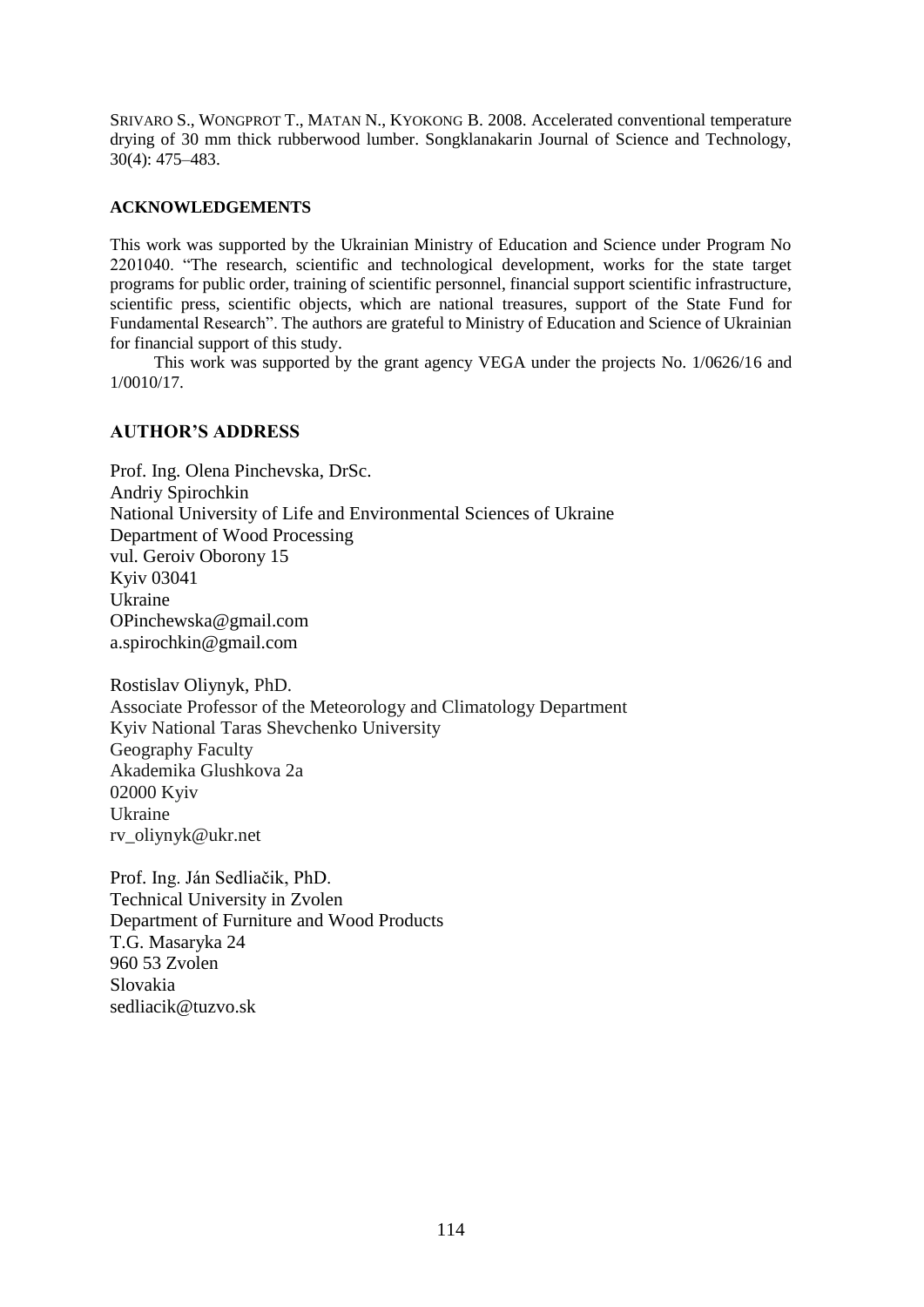SRIVARO S., WONGPROT T., MATAN N., KYOKONG B. 2008. Accelerated conventional temperature drying of 30 mm thick rubberwood lumber. Songklanakarin Journal of Science and Technology, 30(4): 475–483.

## ACKNOWLEDGEMENTS

This work was supported by the Ukrainian Ministry of Education and Science under Program No 2201040. "The research, scientific and technological development, works for the state target programs for public order, training of scientific personnel, financial support scientific infrastructure, scientific press, scientific objects, which are national treasures, support of the State Fund for Fundamental Research". The authors are grateful to Ministry of Education and Science of Ukrainian for financial support of this study.

This work was supported by the grant agency VEGA under the projects No. 1/0626/16 and 1/0010/17.

## AUTHOR'S ADDRESS

Prof. Ing. Olena Pinchevska, DrSc.
Andriy Spirochkin
National University of Life and Environmental Sciences of Ukraine
Department of Wood Processing
vul. Geroiv Oborony 15
Kyiv 03041
Ukraine
OPinchewska@gmail.com
a.spirochkin@gmail.com

Rostislav Oliynyk, PhD.
Associate Professor of the Meteorology and Climatology Department
Kyiv National Taras Shevchenko University
Geography Faculty
Akademika Glushkova 2a
02000 Kyiv
Ukraine
rv_oliynyk@ukr.net

Prof. Ing. Ján Sedliačik, PhD.
Technical University in Zvolen
Department of Furniture and Wood Products
T.G. Masaryka 24
960 53 Zvolen
Slovakia
sedliacik@tuzvo.sk